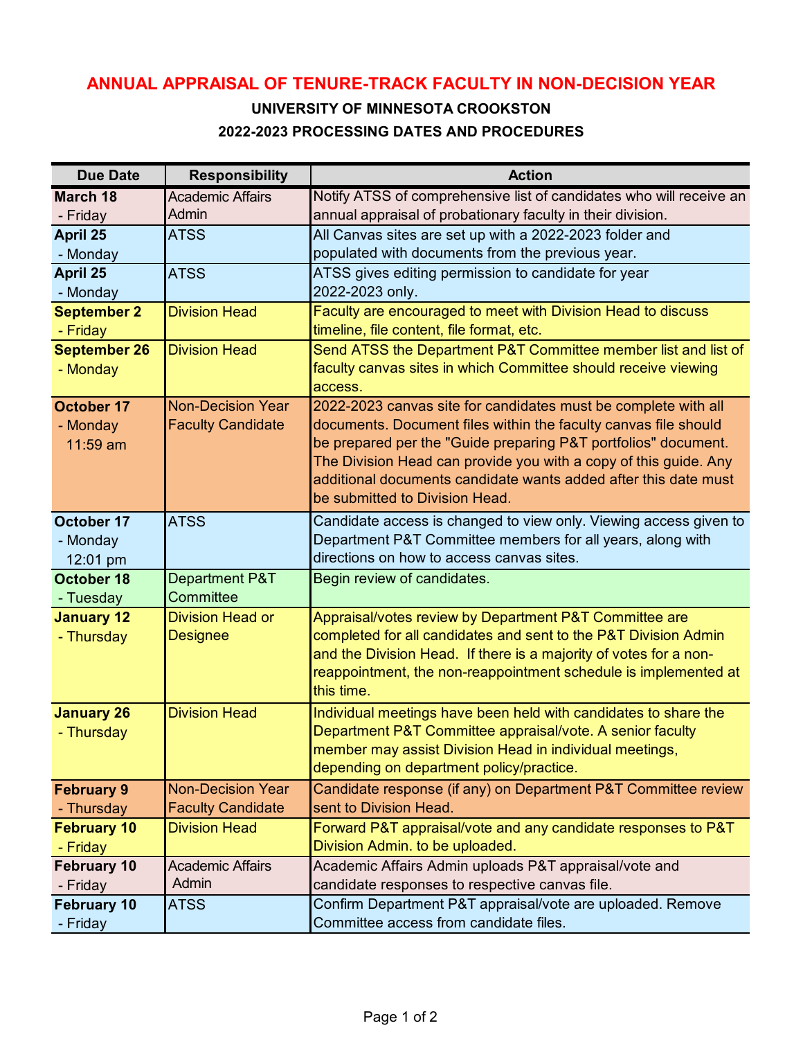# ANNUAL APPRAISAL OF TENURE-TRACK FACULTY IN NON-DECISION YEAR

## UNIVERSITY OF MINNESOTA CROOKSTON

## 2022-2023 PROCESSING DATES AND PROCEDURES

| Due Date | Responsibility | Action |
|---|---|---|
| **March 18** - Friday | Academic Affairs Admin | Notify ATSS of comprehensive list of candidates who will receive an annual appraisal of probationary faculty in their division. |
| **April 25** - Monday | ATSS | All Canvas sites are set up with a 2022-2023 folder and populated with documents from the previous year. |
| **April 25** - Monday | ATSS | ATSS gives editing permission to candidate for year 2022-2023 only. |
| **September 2** - Friday | Division Head | Faculty are encouraged to meet with Division Head to discuss timeline, file content, file format, etc. |
| **September 26** - Monday | Division Head | Send ATSS the Department P&T Committee member list and list of faculty canvas sites in which Committee should receive viewing access. |
| **October 17** - Monday 11:59 am | Non-Decision Year Faculty Candidate | 2022-2023 canvas site for candidates must be complete with all documents. Document files within the faculty canvas file should be prepared per the "Guide preparing P&T portfolios" document. The Division Head can provide you with a copy of this guide. Any additional documents candidate wants added after this date must be submitted to Division Head. |
| **October 17** - Monday 12:01 pm | ATSS | Candidate access is changed to view only. Viewing access given to Department P&T Committee members for all years, along with directions on how to access canvas sites. |
| **October 18** - Tuesday | Department P&T Committee | Begin review of candidates. |
| **January 12** - Thursday | Division Head or Designee | Appraisal/votes review by Department P&T Committee are completed for all candidates and sent to the P&T Division Admin and the Division Head. If there is a majority of votes for a non-reappointment, the non-reappointment schedule is implemented at this time. |
| **January 26** - Thursday | Division Head | Individual meetings have been held with candidates to share the Department P&T Committee appraisal/vote. A senior faculty member may assist Division Head in individual meetings, depending on department policy/practice. |
| **February 9** - Thursday | Non-Decision Year Faculty Candidate | Candidate response (if any) on Department P&T Committee review sent to Division Head. |
| **February 10** - Friday | Division Head | Forward P&T appraisal/vote and any candidate responses to P&T Division Admin. to be uploaded. |
| **February 10** - Friday | Academic Affairs Admin | Academic Affairs Admin uploads P&T appraisal/vote and candidate responses to respective canvas file. |
| **February 10** - Friday | ATSS | Confirm Department P&T appraisal/vote are uploaded. Remove Committee access from candidate files. |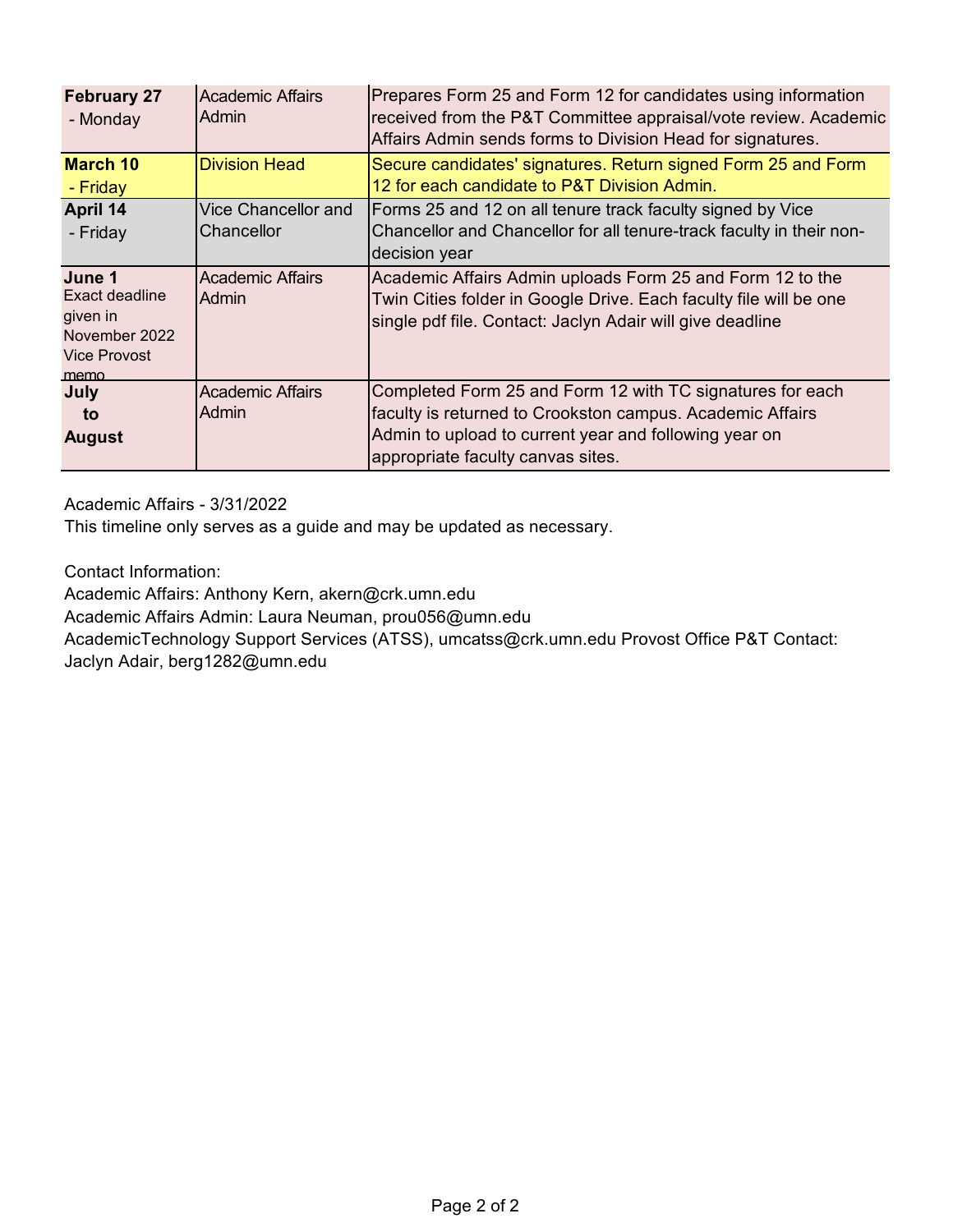| | | |
|---|---|---|
| **February 27** - Monday | Academic Affairs Admin | Prepares Form 25 and Form 12 for candidates using information received from the P&T Committee appraisal/vote review. Academic Affairs Admin sends forms to Division Head for signatures. |
| **March 10** - Friday | Division Head | Secure candidates' signatures. Return signed Form 25 and Form 12 for each candidate to P&T Division Admin. |
| **April 14** - Friday | Vice Chancellor and Chancellor | Forms 25 and 12 on all tenure track faculty signed by Vice Chancellor and Chancellor for all tenure-track faculty in their non-decision year |
| **June 1** Exact deadline given in November 2022 Vice Provost memo | Academic Affairs Admin | Academic Affairs Admin uploads Form 25 and Form 12 to the Twin Cities folder in Google Drive. Each faculty file will be one single pdf file. Contact: Jaclyn Adair will give deadline |
| **July to August** | Academic Affairs Admin | Completed Form 25 and Form 12 with TC signatures for each faculty is returned to Crookston campus. Academic Affairs Admin to upload to current year and following year on appropriate faculty canvas sites. |

Academic Affairs - 3/31/2022
This timeline only serves as a guide and may be updated as necessary.

Contact Information:
Academic Affairs: Anthony Kern, akern@crk.umn.edu
Academic Affairs Admin: Laura Neuman, prou056@umn.edu
AcademicTechnology Support Services (ATSS), umcatss@crk.umn.edu Provost Office P&T Contact: Jaclyn Adair, berg1282@umn.edu